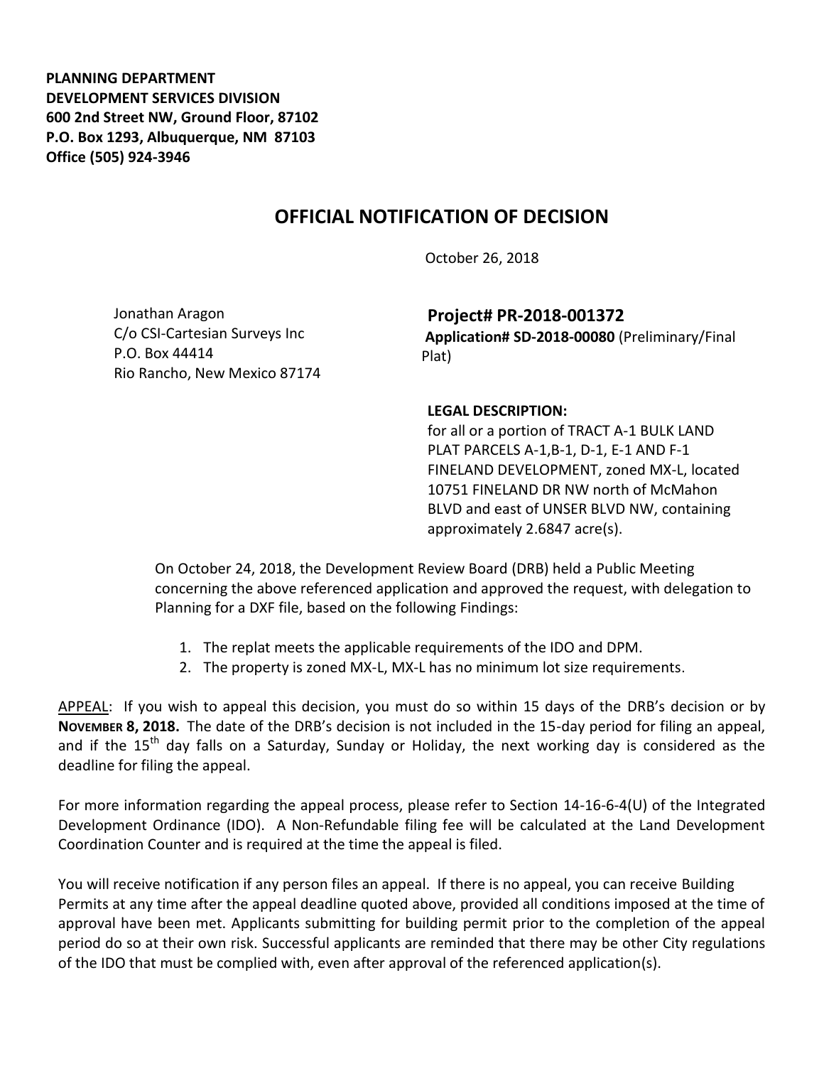**PLANNING DEPARTMENT**
**DEVELOPMENT SERVICES DIVISION**
**600 2nd Street NW, Ground Floor, 87102**
**P.O. Box 1293, Albuquerque, NM 87103**
**Office (505) 924-3946**

# OFFICIAL NOTIFICATION OF DECISION

October 26, 2018

Jonathan Aragon
C/o CSI-Cartesian Surveys Inc
P.O. Box 44414
Rio Rancho, New Mexico 87174

**Project# PR-2018-001372**
**Application# SD-2018-00080** (Preliminary/Final Plat)

**LEGAL DESCRIPTION:**
for all or a portion of TRACT A-1 BULK LAND PLAT PARCELS A-1,B-1, D-1, E-1 AND F-1 FINELAND DEVELOPMENT, zoned MX-L, located 10751 FINELAND DR NW north of McMahon BLVD and east of UNSER BLVD NW, containing approximately 2.6847 acre(s).

On October 24, 2018, the Development Review Board (DRB) held a Public Meeting concerning the above referenced application and approved the request, with delegation to Planning for a DXF file, based on the following Findings:

1. The replat meets the applicable requirements of the IDO and DPM.
2. The property is zoned MX-L, MX-L has no minimum lot size requirements.

APPEAL: If you wish to appeal this decision, you must do so within 15 days of the DRB's decision or by **NOVEMBER 8, 2018.** The date of the DRB's decision is not included in the 15-day period for filing an appeal, and if the 15th day falls on a Saturday, Sunday or Holiday, the next working day is considered as the deadline for filing the appeal.

For more information regarding the appeal process, please refer to Section 14-16-6-4(U) of the Integrated Development Ordinance (IDO). A Non-Refundable filing fee will be calculated at the Land Development Coordination Counter and is required at the time the appeal is filed.

You will receive notification if any person files an appeal. If there is no appeal, you can receive Building Permits at any time after the appeal deadline quoted above, provided all conditions imposed at the time of approval have been met. Applicants submitting for building permit prior to the completion of the appeal period do so at their own risk. Successful applicants are reminded that there may be other City regulations of the IDO that must be complied with, even after approval of the referenced application(s).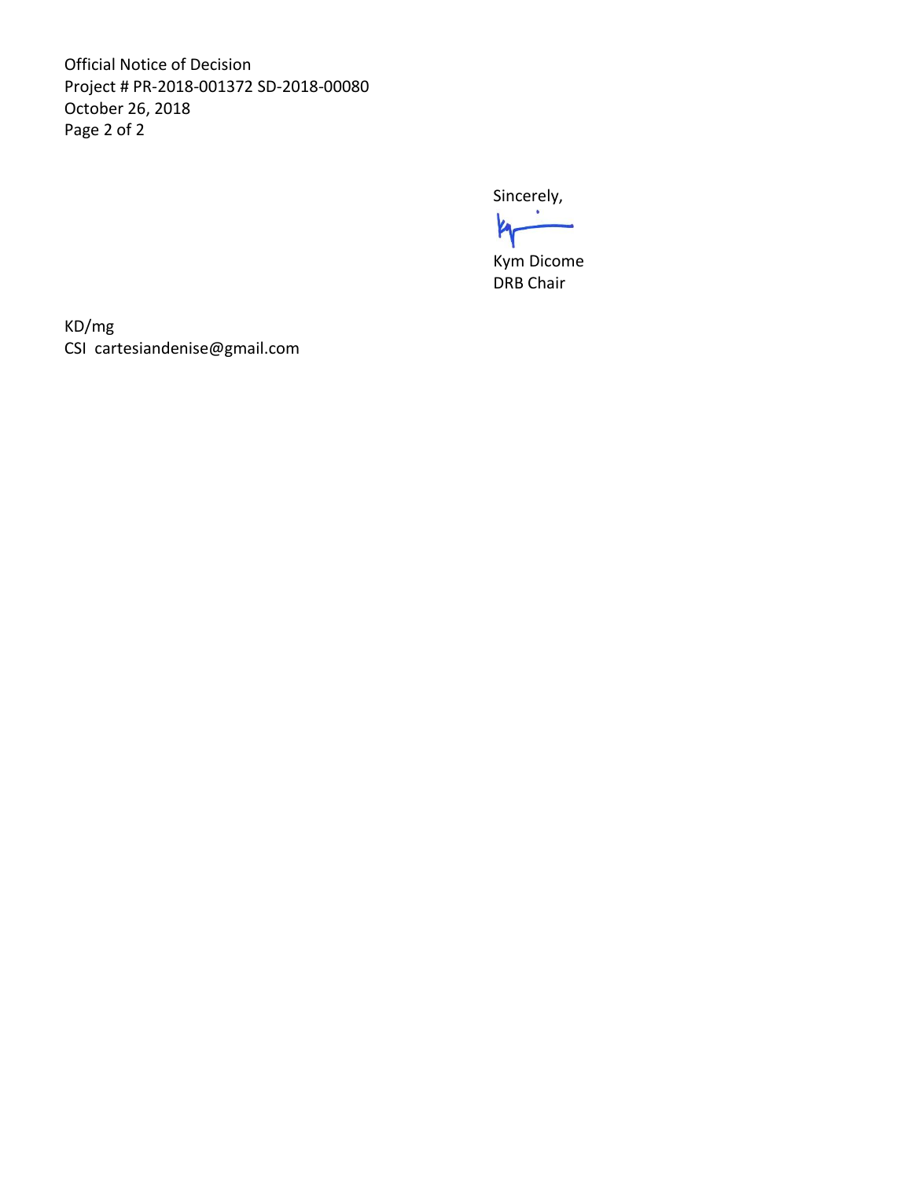Official Notice of Decision
Project # PR-2018-001372 SD-2018-00080
October 26, 2018

Sincerely,

Kym Dicome
DRB Chair

KD/mg
CSI cartesiandenise@gmail.com